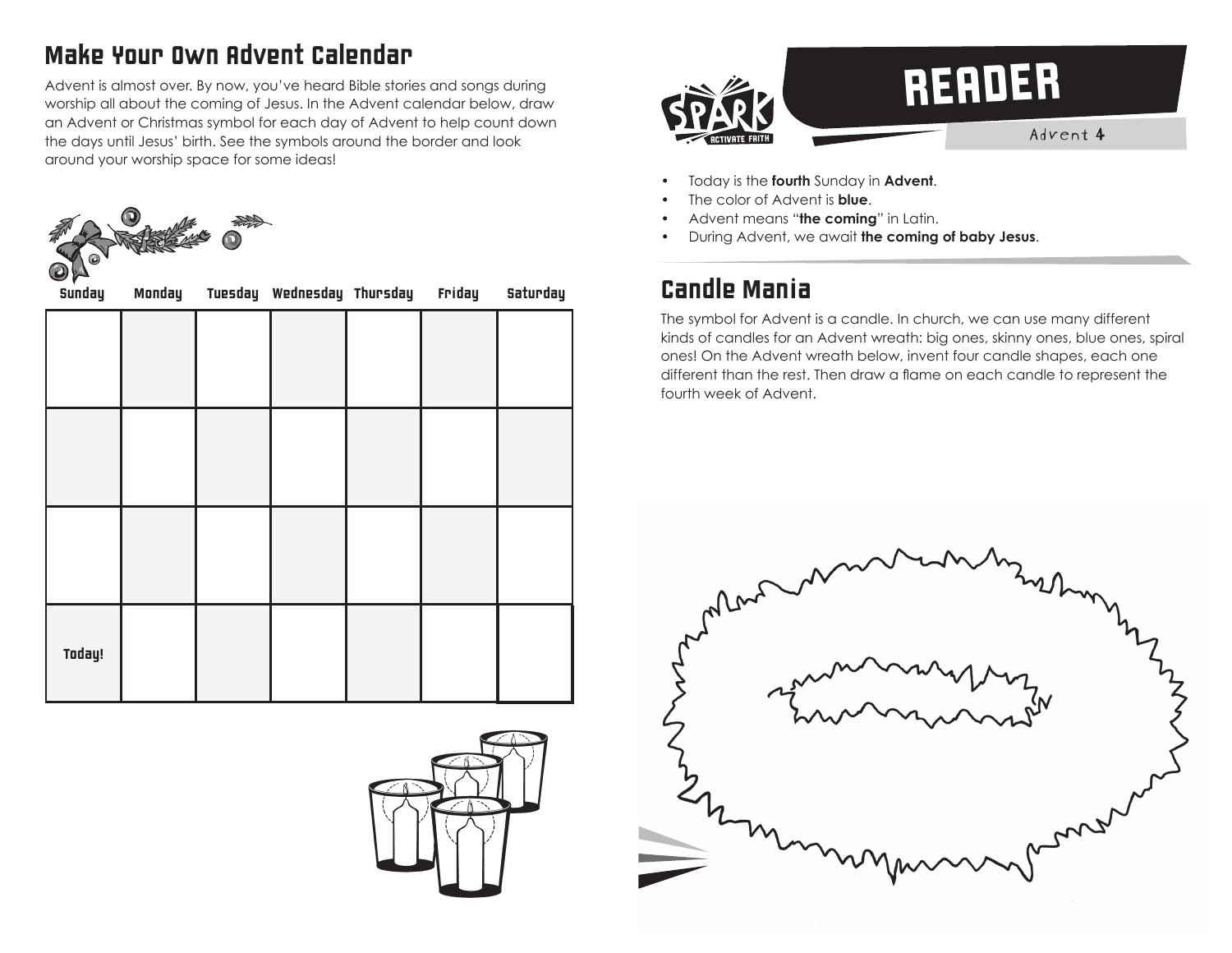## Make Your Own Advent Calendar

Advent is almost over. By now, you've heard Bible stories and songs during worship all about the coming of Jesus. In the Advent calendar below, draw an Advent or Christmas symbol for each day of Advent to help count down the days until Jesus' birth. See the symbols around the border and look around your worship space for some ideas!

| Sunday | Monday | Tuesday | Wednesday | Thursday | Friday | Saturday |
|---|---|---|---|---|---|---|
| | | | | | | |
| | | | | | | |
| | | | | | | |
| Today! | | | | | | |

# READER

Advent 4

- Today is the **fourth** Sunday in **Advent**.
- The color of Advent is **blue**.
- Advent means "**the coming**" in Latin.
- During Advent, we await **the coming of baby Jesus**.

## Candle Mania

The symbol for Advent is a candle. In church, we can use many different kinds of candles for an Advent wreath: big ones, skinny ones, blue ones, spiral ones! On the Advent wreath below, invent four candle shapes, each one different than the rest. Then draw a flame on each candle to represent the fourth week of Advent.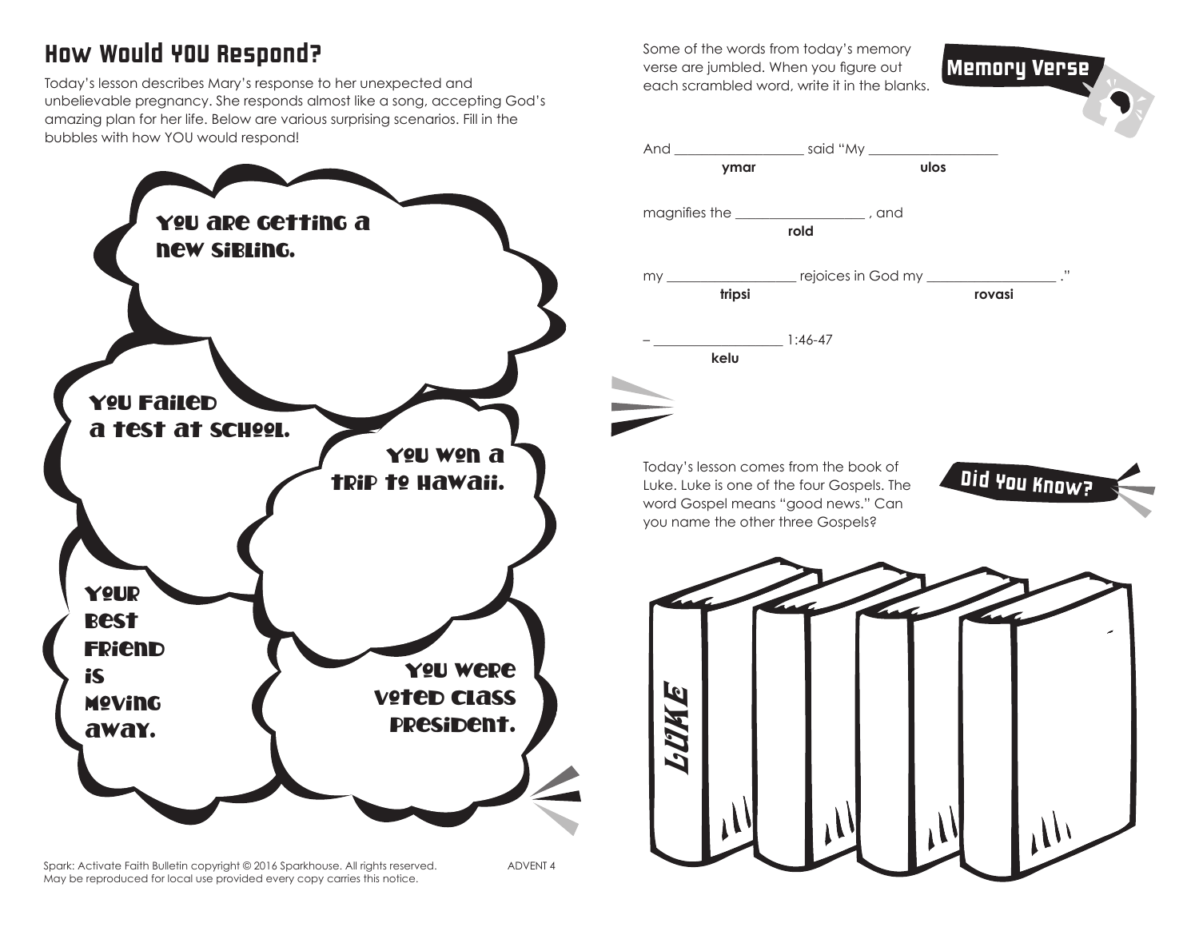## How Would YOU Respond?

Today's lesson describes Mary's response to her unexpected and unbelievable pregnancy. She responds almost like a song, accepting God's amazing plan for her life. Below are various surprising scenarios. Fill in the bubbles with how YOU would respond!

You are getting a new sibling.

You failed a test at school.

You won a trip to Hawaii.

Your best friend is moving away.

You were voted class president.

## Memory Verse

Some of the words from today's memory verse are jumbled. When you figure out each scrambled word, write it in the blanks.

And __________________ said "My __________________
**ymar** **ulos**

magnifies the __________________ , and
**rold**

my __________________ rejoices in God my __________________ ."
**tripsi** **rovasi**

– __________________ 1:46-47
**kelu**

## Did You Know?

Today's lesson comes from the book of Luke. Luke is one of the four Gospels. The word Gospel means "good news." Can you name the other three Gospels?

LUKE

Spark: Activate Faith Bulletin copyright © 2016 Sparkhouse. All rights reserved. May be reproduced for local use provided every copy carries this notice.

ADVENT 4